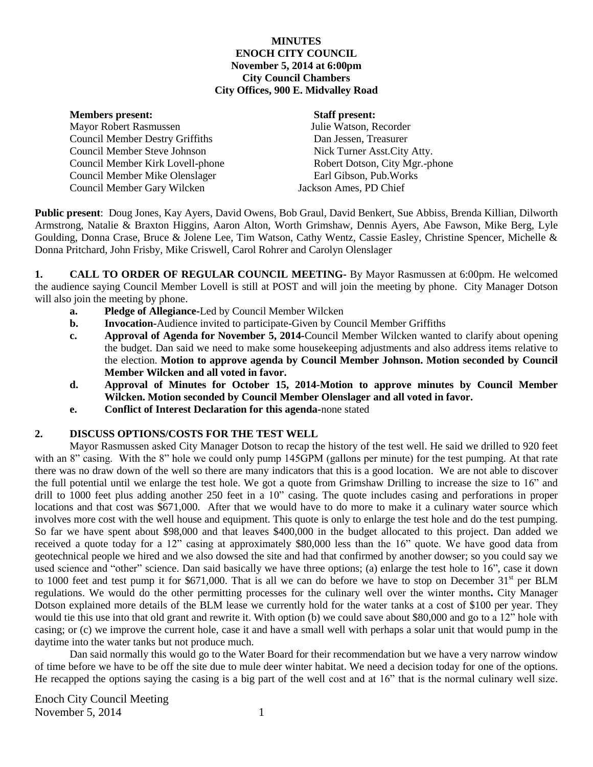# MINUTES
# ENOCH CITY COUNCIL
## November 5, 2014 at 6:00pm
## City Council Chambers
## City Offices, 900 E. Midvalley Road

| **Members present:** | **Staff present:** |
|---|---|
| Mayor Robert Rasmussen | Julie Watson, Recorder |
| Council Member Destry Griffiths | Dan Jessen, Treasurer |
| Council Member Steve Johnson | Nick Turner Asst.City Atty. |
| Council Member Kirk Lovell-phone | Robert Dotson, City Mgr.-phone |
| Council Member Mike Olenslager | Earl Gibson, Pub.Works |
| Council Member Gary Wilcken | Jackson Ames, PD Chief |

**Public present**: Doug Jones, Kay Ayers, David Owens, Bob Graul, David Benkert, Sue Abbiss, Brenda Killian, Dilworth Armstrong, Natalie & Braxton Higgins, Aaron Alton, Worth Grimshaw, Dennis Ayers, Abe Fawson, Mike Berg, Lyle Goulding, Donna Crase, Bruce & Jolene Lee, Tim Watson, Cathy Wentz, Cassie Easley, Christine Spencer, Michelle & Donna Pritchard, John Frisby, Mike Criswell, Carol Rohrer and Carolyn Olenslager

**1. CALL TO ORDER OF REGULAR COUNCIL MEETING-** By Mayor Rasmussen at 6:00pm. He welcomed the audience saying Council Member Lovell is still at POST and will join the meeting by phone. City Manager Dotson will also join the meeting by phone.

- **a. Pledge of Allegiance**-Led by Council Member Wilcken
- **b. Invocation**-Audience invited to participate-Given by Council Member Griffiths
- **c. Approval of Agenda for November 5, 2014-**Council Member Wilcken wanted to clarify about opening the budget. Dan said we need to make some housekeeping adjustments and also address items relative to the election. **Motion to approve agenda by Council Member Johnson. Motion seconded by Council Member Wilcken and all voted in favor.**
- **d. Approval of Minutes for October 15, 2014-Motion to approve minutes by Council Member Wilcken. Motion seconded by Council Member Olenslager and all voted in favor.**
- **e. Conflict of Interest Declaration for this agenda**-none stated

**2. DISCUSS OPTIONS/COSTS FOR THE TEST WELL**

Mayor Rasmussen asked City Manager Dotson to recap the history of the test well. He said we drilled to 920 feet with an 8" casing. With the 8" hole we could only pump 145GPM (gallons per minute) for the test pumping. At that rate there was no draw down of the well so there are many indicators that this is a good location. We are not able to discover the full potential until we enlarge the test hole. We got a quote from Grimshaw Drilling to increase the size to 16" and drill to 1000 feet plus adding another 250 feet in a 10" casing. The quote includes casing and perforations in proper locations and that cost was $671,000. After that we would have to do more to make it a culinary water source which involves more cost with the well house and equipment. This quote is only to enlarge the test hole and do the test pumping. So far we have spent about $98,000 and that leaves $400,000 in the budget allocated to this project. Dan added we received a quote today for a 12" casing at approximately $80,000 less than the 16" quote. We have good data from geotechnical people we hired and we also dowsed the site and had that confirmed by another dowser; so you could say we used science and "other" science. Dan said basically we have three options; (a) enlarge the test hole to 16", case it down to 1000 feet and test pump it for $671,000. That is all we can do before we have to stop on December 31st per BLM regulations. We would do the other permitting processes for the culinary well over the winter months**.** City Manager Dotson explained more details of the BLM lease we currently hold for the water tanks at a cost of $100 per year. They would tie this use into that old grant and rewrite it. With option (b) we could save about $80,000 and go to a 12" hole with casing; or (c) we improve the current hole, case it and have a small well with perhaps a solar unit that would pump in the daytime into the water tanks but not produce much.

Dan said normally this would go to the Water Board for their recommendation but we have a very narrow window of time before we have to be off the site due to mule deer winter habitat. We need a decision today for one of the options. He recapped the options saying the casing is a big part of the well cost and at 16" that is the normal culinary well size.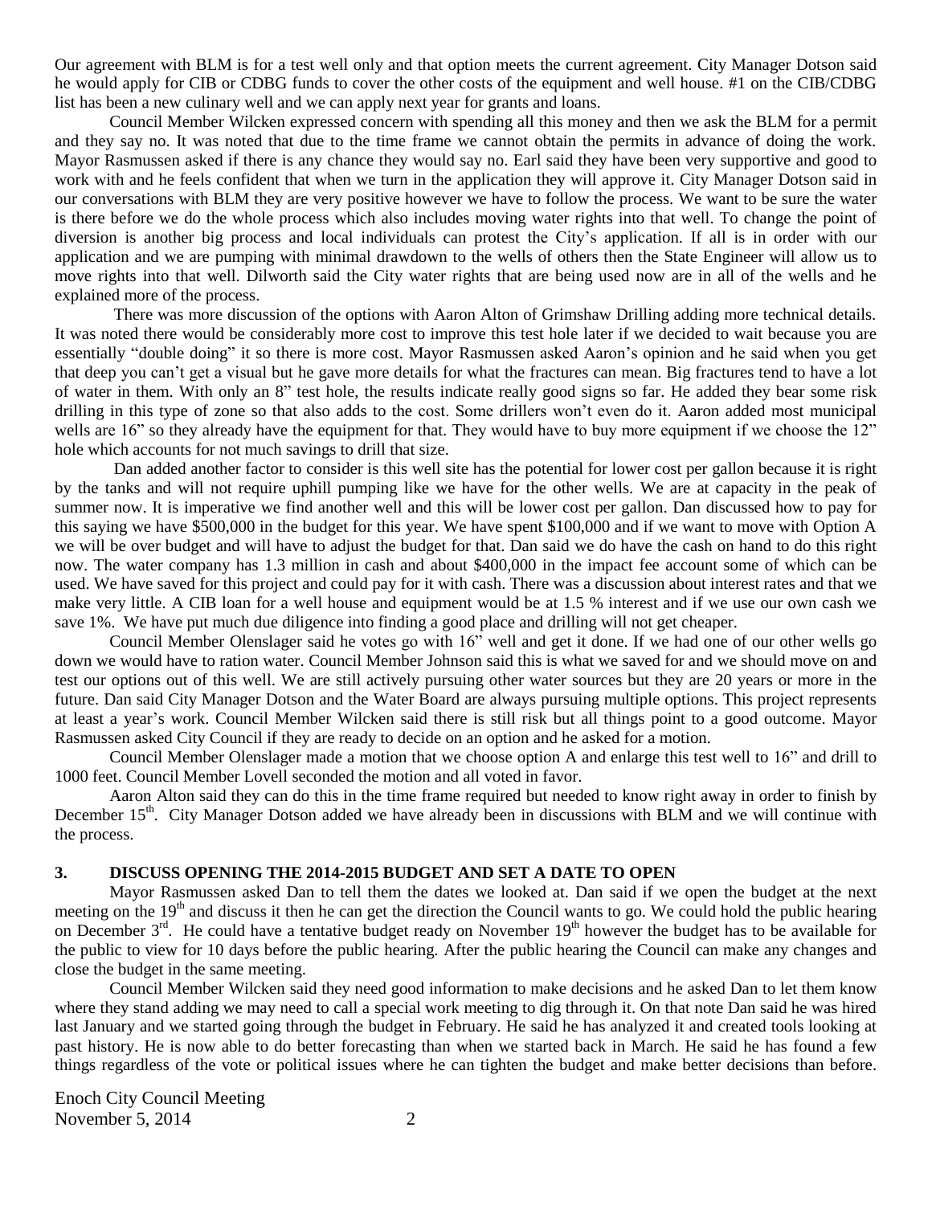Our agreement with BLM is for a test well only and that option meets the current agreement. City Manager Dotson said he would apply for CIB or CDBG funds to cover the other costs of the equipment and well house. #1 on the CIB/CDBG list has been a new culinary well and we can apply next year for grants and loans.

Council Member Wilcken expressed concern with spending all this money and then we ask the BLM for a permit and they say no. It was noted that due to the time frame we cannot obtain the permits in advance of doing the work. Mayor Rasmussen asked if there is any chance they would say no. Earl said they have been very supportive and good to work with and he feels confident that when we turn in the application they will approve it. City Manager Dotson said in our conversations with BLM they are very positive however we have to follow the process. We want to be sure the water is there before we do the whole process which also includes moving water rights into that well. To change the point of diversion is another big process and local individuals can protest the City's application. If all is in order with our application and we are pumping with minimal drawdown to the wells of others then the State Engineer will allow us to move rights into that well. Dilworth said the City water rights that are being used now are in all of the wells and he explained more of the process.

There was more discussion of the options with Aaron Alton of Grimshaw Drilling adding more technical details. It was noted there would be considerably more cost to improve this test hole later if we decided to wait because you are essentially "double doing" it so there is more cost. Mayor Rasmussen asked Aaron's opinion and he said when you get that deep you can't get a visual but he gave more details for what the fractures can mean. Big fractures tend to have a lot of water in them. With only an 8" test hole, the results indicate really good signs so far. He added they bear some risk drilling in this type of zone so that also adds to the cost. Some drillers won't even do it. Aaron added most municipal wells are 16" so they already have the equipment for that. They would have to buy more equipment if we choose the 12" hole which accounts for not much savings to drill that size.

Dan added another factor to consider is this well site has the potential for lower cost per gallon because it is right by the tanks and will not require uphill pumping like we have for the other wells. We are at capacity in the peak of summer now. It is imperative we find another well and this will be lower cost per gallon. Dan discussed how to pay for this saying we have $500,000 in the budget for this year. We have spent $100,000 and if we want to move with Option A we will be over budget and will have to adjust the budget for that. Dan said we do have the cash on hand to do this right now. The water company has 1.3 million in cash and about $400,000 in the impact fee account some of which can be used. We have saved for this project and could pay for it with cash. There was a discussion about interest rates and that we make very little. A CIB loan for a well house and equipment would be at 1.5 % interest and if we use our own cash we save 1%. We have put much due diligence into finding a good place and drilling will not get cheaper.

Council Member Olenslager said he votes go with 16" well and get it done. If we had one of our other wells go down we would have to ration water. Council Member Johnson said this is what we saved for and we should move on and test our options out of this well. We are still actively pursuing other water sources but they are 20 years or more in the future. Dan said City Manager Dotson and the Water Board are always pursuing multiple options. This project represents at least a year's work. Council Member Wilcken said there is still risk but all things point to a good outcome. Mayor Rasmussen asked City Council if they are ready to decide on an option and he asked for a motion.

Council Member Olenslager made a motion that we choose option A and enlarge this test well to 16" and drill to 1000 feet. Council Member Lovell seconded the motion and all voted in favor.

Aaron Alton said they can do this in the time frame required but needed to know right away in order to finish by December 15th. City Manager Dotson added we have already been in discussions with BLM and we will continue with the process.

### 3. DISCUSS OPENING THE 2014-2015 BUDGET AND SET A DATE TO OPEN

Mayor Rasmussen asked Dan to tell them the dates we looked at. Dan said if we open the budget at the next meeting on the 19th and discuss it then he can get the direction the Council wants to go. We could hold the public hearing on December 3rd. He could have a tentative budget ready on November 19th however the budget has to be available for the public to view for 10 days before the public hearing. After the public hearing the Council can make any changes and close the budget in the same meeting.

Council Member Wilcken said they need good information to make decisions and he asked Dan to let them know where they stand adding we may need to call a special work meeting to dig through it. On that note Dan said he was hired last January and we started going through the budget in February. He said he has analyzed it and created tools looking at past history. He is now able to do better forecasting than when we started back in March. He said he has found a few things regardless of the vote or political issues where he can tighten the budget and make better decisions than before.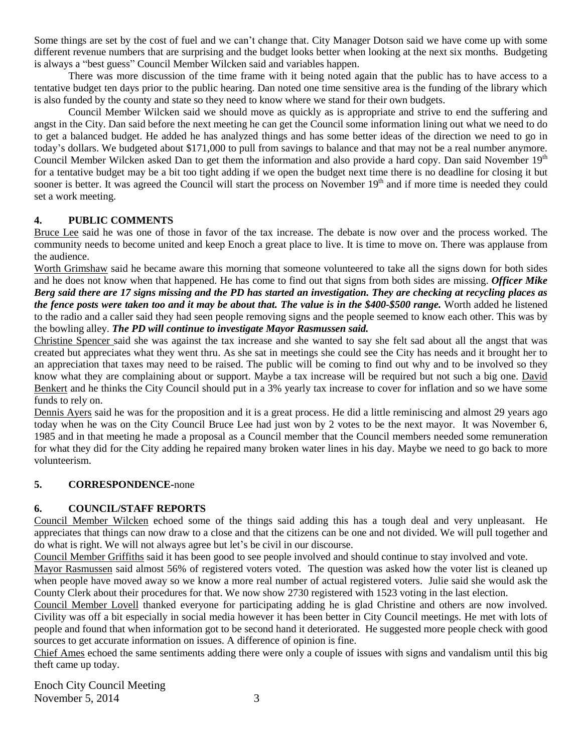Some things are set by the cost of fuel and we can't change that. City Manager Dotson said we have come up with some different revenue numbers that are surprising and the budget looks better when looking at the next six months. Budgeting is always a "best guess" Council Member Wilcken said and variables happen.

There was more discussion of the time frame with it being noted again that the public has to have access to a tentative budget ten days prior to the public hearing. Dan noted one time sensitive area is the funding of the library which is also funded by the county and state so they need to know where we stand for their own budgets.

Council Member Wilcken said we should move as quickly as is appropriate and strive to end the suffering and angst in the City. Dan said before the next meeting he can get the Council some information lining out what we need to do to get a balanced budget. He added he has analyzed things and has some better ideas of the direction we need to go in today's dollars. We budgeted about $171,000 to pull from savings to balance and that may not be a real number anymore. Council Member Wilcken asked Dan to get them the information and also provide a hard copy. Dan said November 19th for a tentative budget may be a bit too tight adding if we open the budget next time there is no deadline for closing it but sooner is better. It was agreed the Council will start the process on November 19th and if more time is needed they could set a work meeting.

## 4. PUBLIC COMMENTS

Bruce Lee said he was one of those in favor of the tax increase. The debate is now over and the process worked. The community needs to become united and keep Enoch a great place to live. It is time to move on. There was applause from the audience.

Worth Grimshaw said he became aware this morning that someone volunteered to take all the signs down for both sides and he does not know when that happened. He has come to find out that signs from both sides are missing. ***Officer Mike Berg said there are 17 signs missing and the PD has started an investigation. They are checking at recycling places as the fence posts were taken too and it may be about that. The value is in the $400-$500 range.*** Worth added he listened to the radio and a caller said they had seen people removing signs and the people seemed to know each other. This was by the bowling alley. ***The PD will continue to investigate Mayor Rasmussen said.***

Christine Spencer said she was against the tax increase and she wanted to say she felt sad about all the angst that was created but appreciates what they went thru. As she sat in meetings she could see the City has needs and it brought her to an appreciation that taxes may need to be raised. The public will be coming to find out why and to be involved so they know what they are complaining about or support. Maybe a tax increase will be required but not such a big one. David Benkert and he thinks the City Council should put in a 3% yearly tax increase to cover for inflation and so we have some funds to rely on.

Dennis Ayers said he was for the proposition and it is a great process. He did a little reminiscing and almost 29 years ago today when he was on the City Council Bruce Lee had just won by 2 votes to be the next mayor. It was November 6, 1985 and in that meeting he made a proposal as a Council member that the Council members needed some remuneration for what they did for the City adding he repaired many broken water lines in his day. Maybe we need to go back to more volunteerism.

## 5. CORRESPONDENCE-none

## 6. COUNCIL/STAFF REPORTS

Council Member Wilcken echoed some of the things said adding this has a tough deal and very unpleasant. He appreciates that things can now draw to a close and that the citizens can be one and not divided. We will pull together and do what is right. We will not always agree but let's be civil in our discourse.

Council Member Griffiths said it has been good to see people involved and should continue to stay involved and vote.

Mayor Rasmussen said almost 56% of registered voters voted. The question was asked how the voter list is cleaned up when people have moved away so we know a more real number of actual registered voters. Julie said she would ask the County Clerk about their procedures for that. We now show 2730 registered with 1523 voting in the last election.

Council Member Lovell thanked everyone for participating adding he is glad Christine and others are now involved. Civility was off a bit especially in social media however it has been better in City Council meetings. He met with lots of people and found that when information got to be second hand it deteriorated. He suggested more people check with good sources to get accurate information on issues. A difference of opinion is fine.

Chief Ames echoed the same sentiments adding there were only a couple of issues with signs and vandalism until this big theft came up today.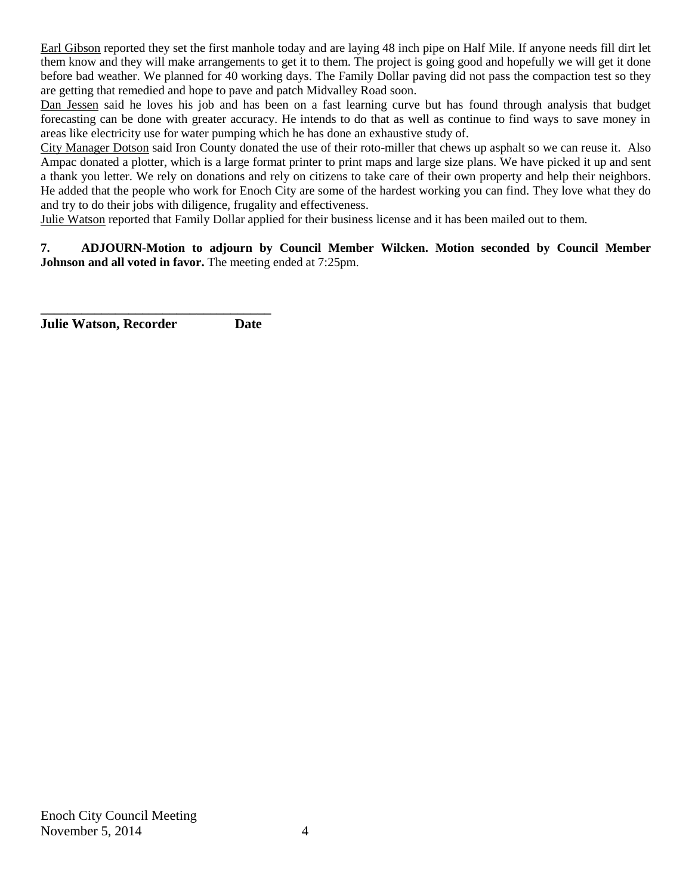Earl Gibson reported they set the first manhole today and are laying 48 inch pipe on Half Mile. If anyone needs fill dirt let them know and they will make arrangements to get it to them. The project is going good and hopefully we will get it done before bad weather. We planned for 40 working days. The Family Dollar paving did not pass the compaction test so they are getting that remedied and hope to pave and patch Midvalley Road soon.

Dan Jessen said he loves his job and has been on a fast learning curve but has found through analysis that budget forecasting can be done with greater accuracy. He intends to do that as well as continue to find ways to save money in areas like electricity use for water pumping which he has done an exhaustive study of.

City Manager Dotson said Iron County donated the use of their roto-miller that chews up asphalt so we can reuse it. Also Ampac donated a plotter, which is a large format printer to print maps and large size plans. We have picked it up and sent a thank you letter. We rely on donations and rely on citizens to take care of their own property and help their neighbors. He added that the people who work for Enoch City are some of the hardest working you can find. They love what they do and try to do their jobs with diligence, frugality and effectiveness.

Julie Watson reported that Family Dollar applied for their business license and it has been mailed out to them.

**7. ADJOURN-Motion to adjourn by Council Member Wilcken. Motion seconded by Council Member Johnson and all voted in favor.** The meeting ended at 7:25pm.

**___________________________________**

**Julie Watson, Recorder Date**

Enoch City Council Meeting
November 5, 2014